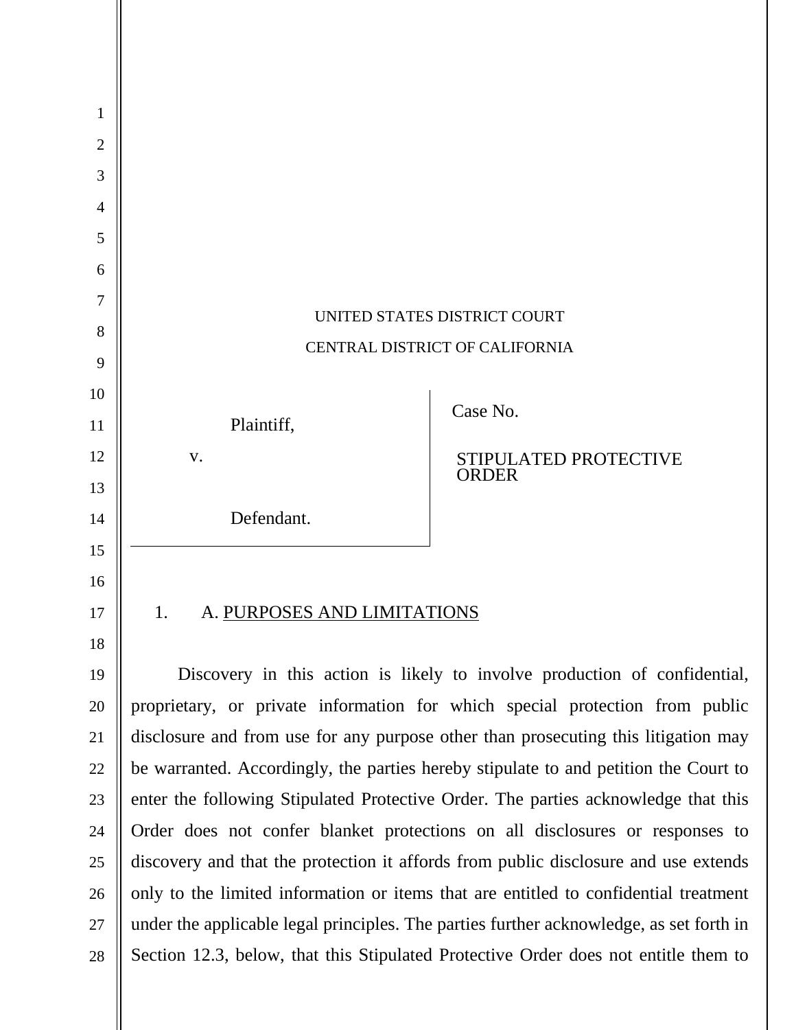UNITED STATES DISTRICT COURT

CENTRAL DISTRICT OF CALIFORNIA

| | |
|---|---|
| Plaintiff,<br><br>v.<br><br>Defendant. | Case No.<br><br>STIPULATED PROTECTIVE ORDER |

1. A. PURPOSES AND LIMITATIONS

Discovery in this action is likely to involve production of confidential, proprietary, or private information for which special protection from public disclosure and from use for any purpose other than prosecuting this litigation may be warranted. Accordingly, the parties hereby stipulate to and petition the Court to enter the following Stipulated Protective Order. The parties acknowledge that this Order does not confer blanket protections on all disclosures or responses to discovery and that the protection it affords from public disclosure and use extends only to the limited information or items that are entitled to confidential treatment under the applicable legal principles. The parties further acknowledge, as set forth in Section 12.3, below, that this Stipulated Protective Order does not entitle them to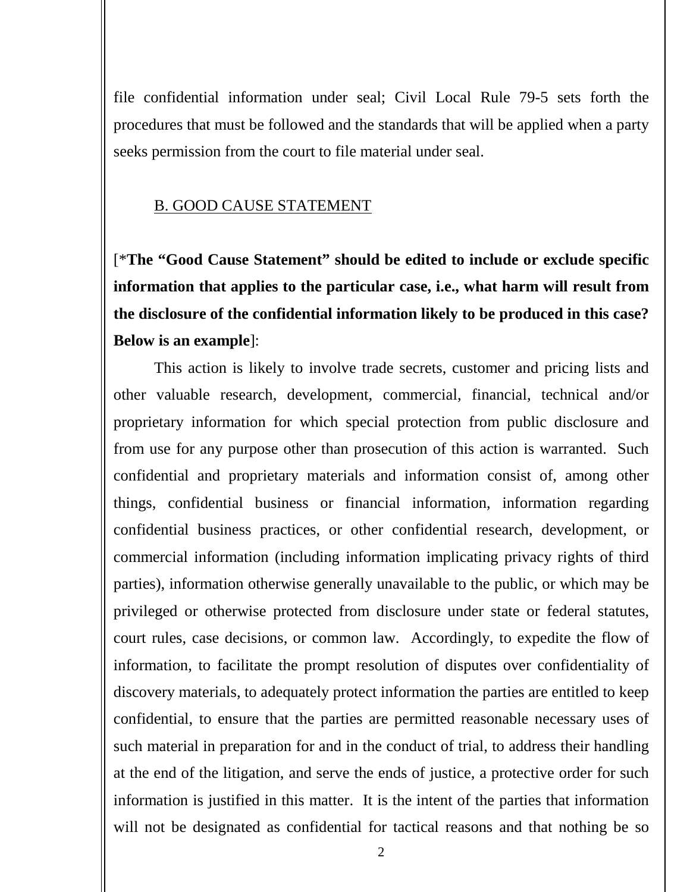file confidential information under seal; Civil Local Rule 79-5 sets forth the procedures that must be followed and the standards that will be applied when a party seeks permission from the court to file material under seal.

B. GOOD CAUSE STATEMENT

[***The "Good Cause Statement" should be edited to include or exclude specific information that applies to the particular case, i.e., what harm will result from the disclosure of the confidential information likely to be produced in this case? Below is an example**]:

This action is likely to involve trade secrets, customer and pricing lists and other valuable research, development, commercial, financial, technical and/or proprietary information for which special protection from public disclosure and from use for any purpose other than prosecution of this action is warranted. Such confidential and proprietary materials and information consist of, among other things, confidential business or financial information, information regarding confidential business practices, or other confidential research, development, or commercial information (including information implicating privacy rights of third parties), information otherwise generally unavailable to the public, or which may be privileged or otherwise protected from disclosure under state or federal statutes, court rules, case decisions, or common law. Accordingly, to expedite the flow of information, to facilitate the prompt resolution of disputes over confidentiality of discovery materials, to adequately protect information the parties are entitled to keep confidential, to ensure that the parties are permitted reasonable necessary uses of such material in preparation for and in the conduct of trial, to address their handling at the end of the litigation, and serve the ends of justice, a protective order for such information is justified in this matter. It is the intent of the parties that information will not be designated as confidential for tactical reasons and that nothing be so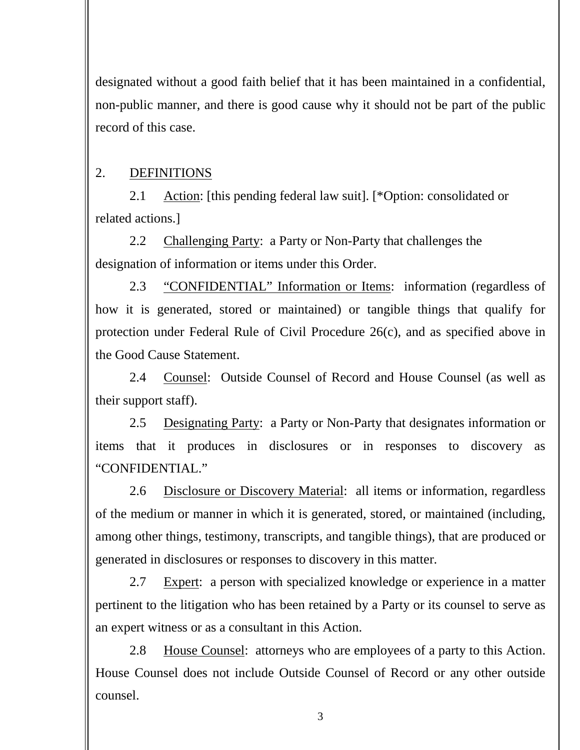designated without a good faith belief that it has been maintained in a confidential, non-public manner, and there is good cause why it should not be part of the public record of this case.

## 2. DEFINITIONS

2.1 Action: [this pending federal law suit]. [*Option: consolidated or related actions.]

2.2 Challenging Party: a Party or Non-Party that challenges the designation of information or items under this Order.

2.3 "CONFIDENTIAL" Information or Items: information (regardless of how it is generated, stored or maintained) or tangible things that qualify for protection under Federal Rule of Civil Procedure 26(c), and as specified above in the Good Cause Statement.

2.4 Counsel: Outside Counsel of Record and House Counsel (as well as their support staff).

2.5 Designating Party: a Party or Non-Party that designates information or items that it produces in disclosures or in responses to discovery as "CONFIDENTIAL."

2.6 Disclosure or Discovery Material: all items or information, regardless of the medium or manner in which it is generated, stored, or maintained (including, among other things, testimony, transcripts, and tangible things), that are produced or generated in disclosures or responses to discovery in this matter.

2.7 Expert: a person with specialized knowledge or experience in a matter pertinent to the litigation who has been retained by a Party or its counsel to serve as an expert witness or as a consultant in this Action.

2.8 House Counsel: attorneys who are employees of a party to this Action. House Counsel does not include Outside Counsel of Record or any other outside counsel.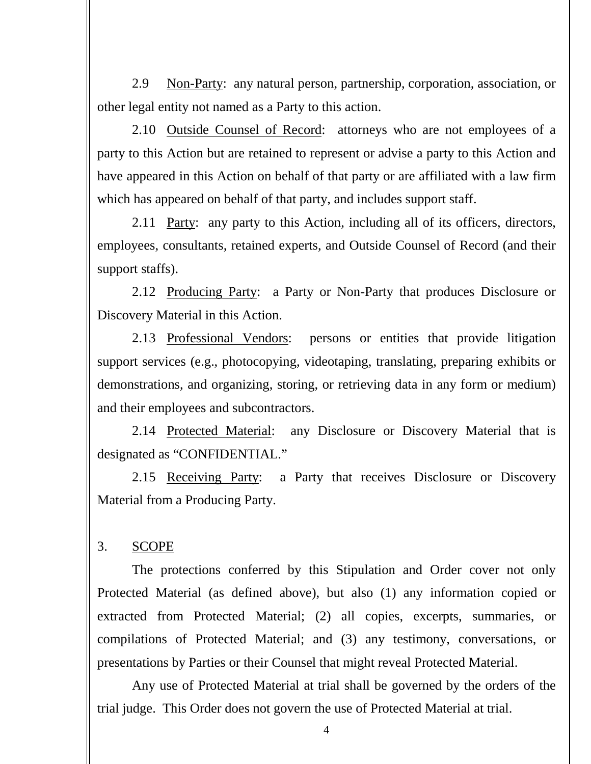2.9 Non-Party: any natural person, partnership, corporation, association, or other legal entity not named as a Party to this action.

2.10 Outside Counsel of Record: attorneys who are not employees of a party to this Action but are retained to represent or advise a party to this Action and have appeared in this Action on behalf of that party or are affiliated with a law firm which has appeared on behalf of that party, and includes support staff.

2.11 Party: any party to this Action, including all of its officers, directors, employees, consultants, retained experts, and Outside Counsel of Record (and their support staffs).

2.12 Producing Party: a Party or Non-Party that produces Disclosure or Discovery Material in this Action.

2.13 Professional Vendors: persons or entities that provide litigation support services (e.g., photocopying, videotaping, translating, preparing exhibits or demonstrations, and organizing, storing, or retrieving data in any form or medium) and their employees and subcontractors.

2.14 Protected Material: any Disclosure or Discovery Material that is designated as "CONFIDENTIAL."

2.15 Receiving Party: a Party that receives Disclosure or Discovery Material from a Producing Party.

## 3. SCOPE

The protections conferred by this Stipulation and Order cover not only Protected Material (as defined above), but also (1) any information copied or extracted from Protected Material; (2) all copies, excerpts, summaries, or compilations of Protected Material; and (3) any testimony, conversations, or presentations by Parties or their Counsel that might reveal Protected Material.

Any use of Protected Material at trial shall be governed by the orders of the trial judge. This Order does not govern the use of Protected Material at trial.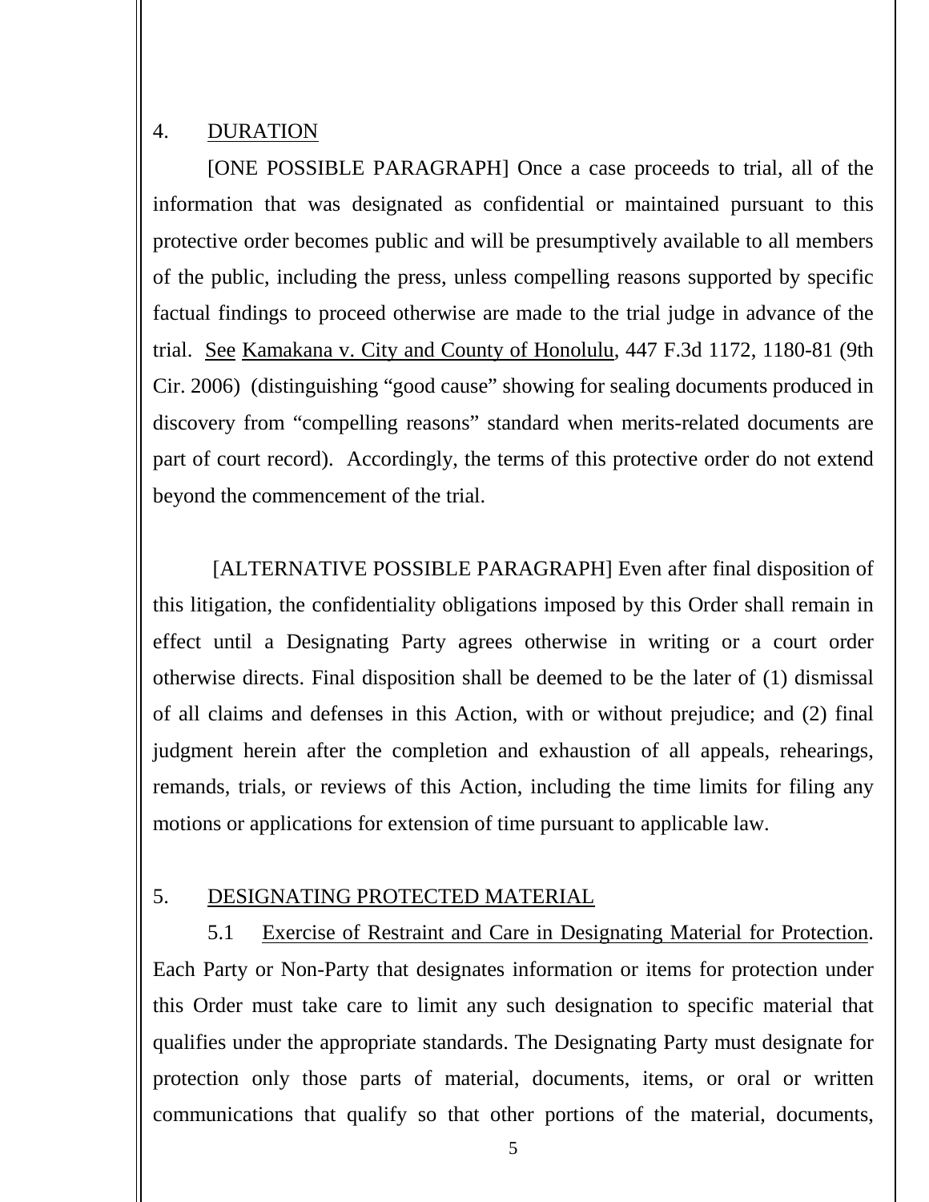## 4. DURATION

[ONE POSSIBLE PARAGRAPH] Once a case proceeds to trial, all of the information that was designated as confidential or maintained pursuant to this protective order becomes public and will be presumptively available to all members of the public, including the press, unless compelling reasons supported by specific factual findings to proceed otherwise are made to the trial judge in advance of the trial. See Kamakana v. City and County of Honolulu, 447 F.3d 1172, 1180-81 (9th Cir. 2006) (distinguishing "good cause" showing for sealing documents produced in discovery from "compelling reasons" standard when merits-related documents are part of court record). Accordingly, the terms of this protective order do not extend beyond the commencement of the trial.

[ALTERNATIVE POSSIBLE PARAGRAPH] Even after final disposition of this litigation, the confidentiality obligations imposed by this Order shall remain in effect until a Designating Party agrees otherwise in writing or a court order otherwise directs. Final disposition shall be deemed to be the later of (1) dismissal of all claims and defenses in this Action, with or without prejudice; and (2) final judgment herein after the completion and exhaustion of all appeals, rehearings, remands, trials, or reviews of this Action, including the time limits for filing any motions or applications for extension of time pursuant to applicable law.

## 5. DESIGNATING PROTECTED MATERIAL

5.1 Exercise of Restraint and Care in Designating Material for Protection. Each Party or Non-Party that designates information or items for protection under this Order must take care to limit any such designation to specific material that qualifies under the appropriate standards. The Designating Party must designate for protection only those parts of material, documents, items, or oral or written communications that qualify so that other portions of the material, documents,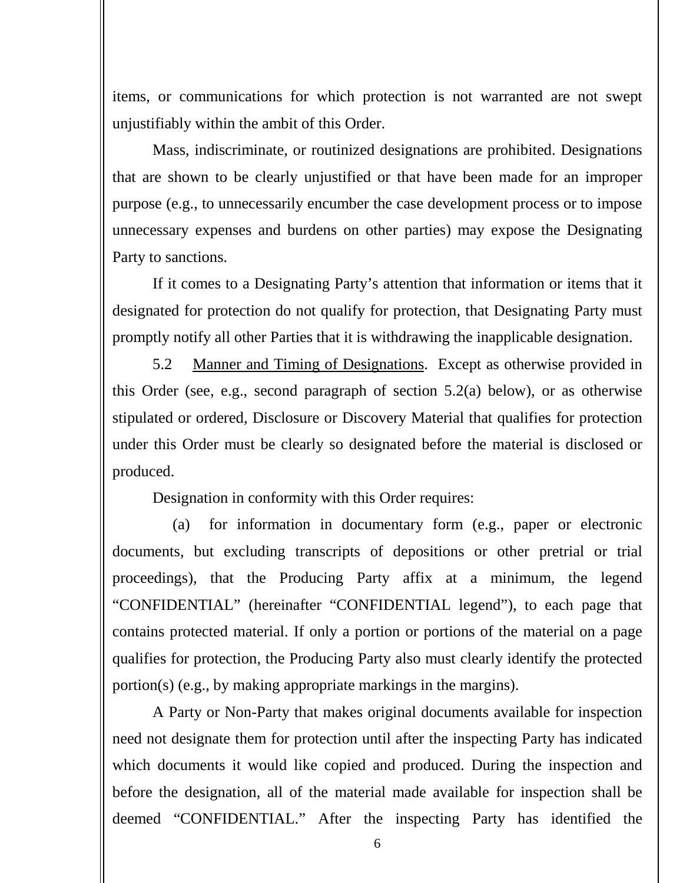items, or communications for which protection is not warranted are not swept unjustifiably within the ambit of this Order.

Mass, indiscriminate, or routinized designations are prohibited. Designations that are shown to be clearly unjustified or that have been made for an improper purpose (e.g., to unnecessarily encumber the case development process or to impose unnecessary expenses and burdens on other parties) may expose the Designating Party to sanctions.

If it comes to a Designating Party's attention that information or items that it designated for protection do not qualify for protection, that Designating Party must promptly notify all other Parties that it is withdrawing the inapplicable designation.

5.2 Manner and Timing of Designations. Except as otherwise provided in this Order (see, e.g., second paragraph of section 5.2(a) below), or as otherwise stipulated or ordered, Disclosure or Discovery Material that qualifies for protection under this Order must be clearly so designated before the material is disclosed or produced.

Designation in conformity with this Order requires:

(a) for information in documentary form (e.g., paper or electronic documents, but excluding transcripts of depositions or other pretrial or trial proceedings), that the Producing Party affix at a minimum, the legend "CONFIDENTIAL" (hereinafter "CONFIDENTIAL legend"), to each page that contains protected material. If only a portion or portions of the material on a page qualifies for protection, the Producing Party also must clearly identify the protected portion(s) (e.g., by making appropriate markings in the margins).

A Party or Non-Party that makes original documents available for inspection need not designate them for protection until after the inspecting Party has indicated which documents it would like copied and produced. During the inspection and before the designation, all of the material made available for inspection shall be deemed "CONFIDENTIAL." After the inspecting Party has identified the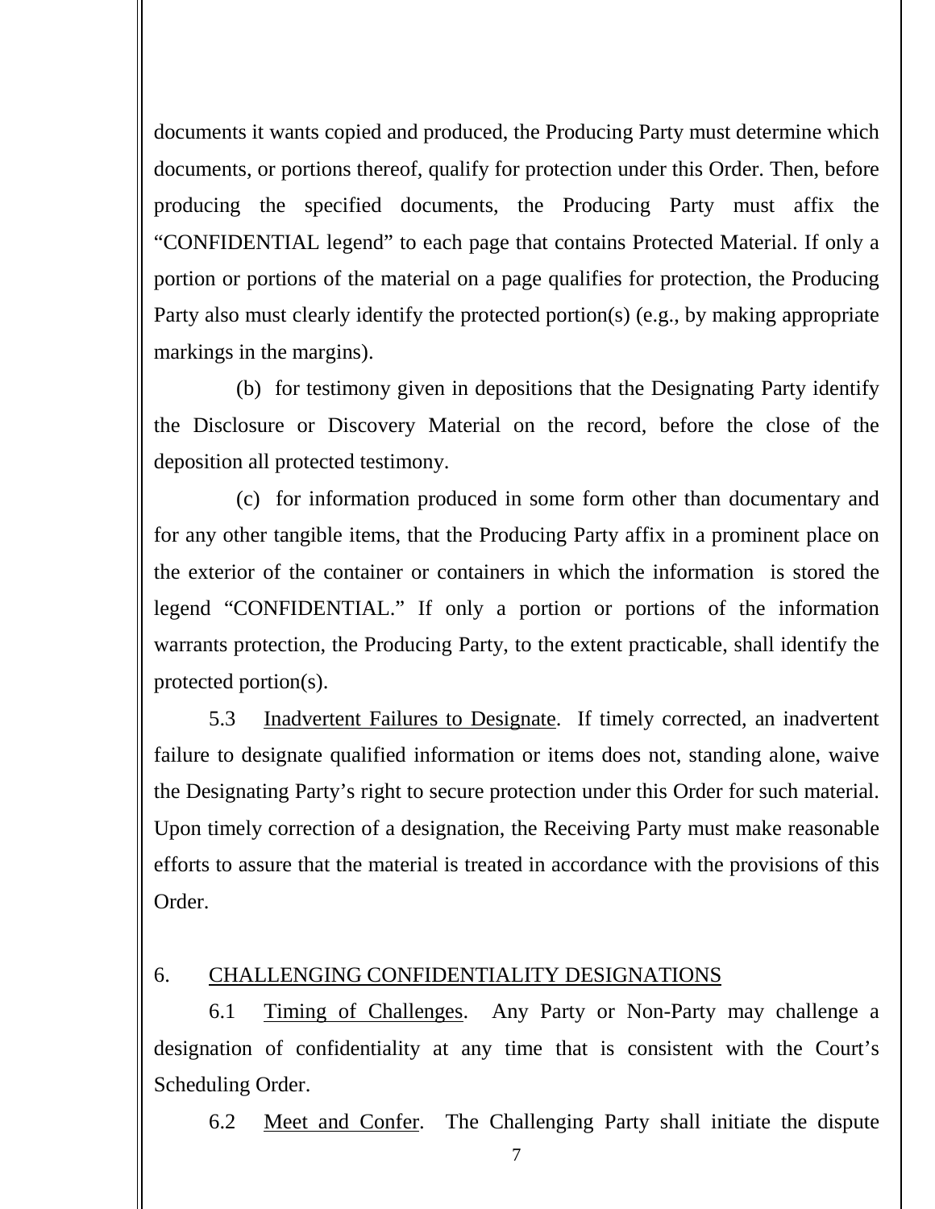documents it wants copied and produced, the Producing Party must determine which documents, or portions thereof, qualify for protection under this Order. Then, before producing the specified documents, the Producing Party must affix the "CONFIDENTIAL legend" to each page that contains Protected Material. If only a portion or portions of the material on a page qualifies for protection, the Producing Party also must clearly identify the protected portion(s) (e.g., by making appropriate markings in the margins).

(b) for testimony given in depositions that the Designating Party identify the Disclosure or Discovery Material on the record, before the close of the deposition all protected testimony.

(c) for information produced in some form other than documentary and for any other tangible items, that the Producing Party affix in a prominent place on the exterior of the container or containers in which the information is stored the legend "CONFIDENTIAL." If only a portion or portions of the information warrants protection, the Producing Party, to the extent practicable, shall identify the protected portion(s).

5.3 Inadvertent Failures to Designate. If timely corrected, an inadvertent failure to designate qualified information or items does not, standing alone, waive the Designating Party's right to secure protection under this Order for such material. Upon timely correction of a designation, the Receiving Party must make reasonable efforts to assure that the material is treated in accordance with the provisions of this Order.

6. CHALLENGING CONFIDENTIALITY DESIGNATIONS

6.1 Timing of Challenges. Any Party or Non-Party may challenge a designation of confidentiality at any time that is consistent with the Court's Scheduling Order.

6.2 Meet and Confer. The Challenging Party shall initiate the dispute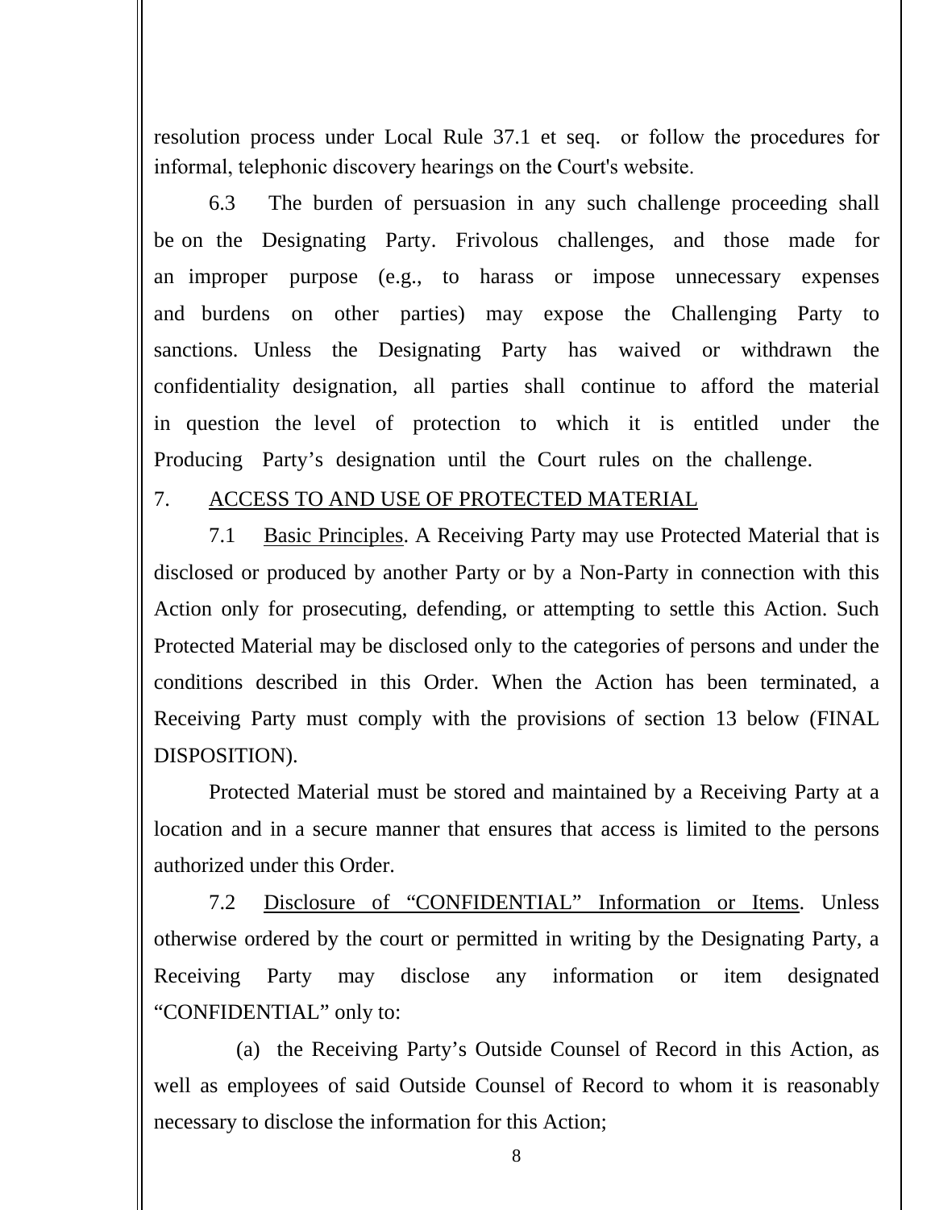resolution process under Local Rule 37.1 et seq. or follow the procedures for informal, telephonic discovery hearings on the Court's website.

6.3 The burden of persuasion in any such challenge proceeding shall be on the Designating Party. Frivolous challenges, and those made for an improper purpose (e.g., to harass or impose unnecessary expenses and burdens on other parties) may expose the Challenging Party to sanctions. Unless the Designating Party has waived or withdrawn the confidentiality designation, all parties shall continue to afford the material in question the level of protection to which it is entitled under the Producing Party's designation until the Court rules on the challenge.

7. <u>ACCESS TO AND USE OF PROTECTED MATERIAL</u>

7.1 <u>Basic Principles</u>. A Receiving Party may use Protected Material that is disclosed or produced by another Party or by a Non-Party in connection with this Action only for prosecuting, defending, or attempting to settle this Action. Such Protected Material may be disclosed only to the categories of persons and under the conditions described in this Order. When the Action has been terminated, a Receiving Party must comply with the provisions of section 13 below (FINAL DISPOSITION).

Protected Material must be stored and maintained by a Receiving Party at a location and in a secure manner that ensures that access is limited to the persons authorized under this Order.

7.2 <u>Disclosure of "CONFIDENTIAL" Information or Items</u>. Unless otherwise ordered by the court or permitted in writing by the Designating Party, a Receiving Party may disclose any information or item designated "CONFIDENTIAL" only to:

(a) the Receiving Party's Outside Counsel of Record in this Action, as well as employees of said Outside Counsel of Record to whom it is reasonably necessary to disclose the information for this Action;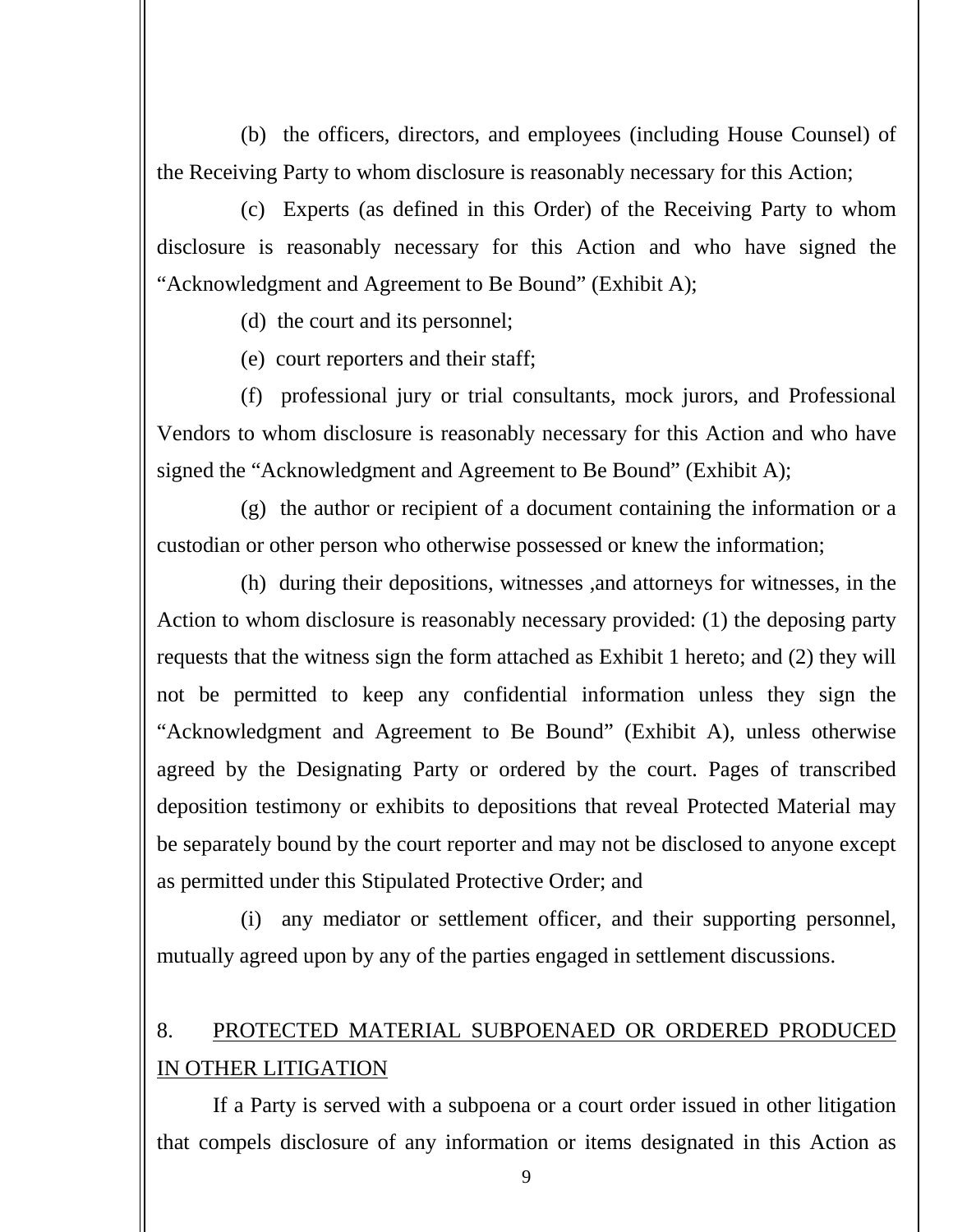(b) the officers, directors, and employees (including House Counsel) of the Receiving Party to whom disclosure is reasonably necessary for this Action;

(c) Experts (as defined in this Order) of the Receiving Party to whom disclosure is reasonably necessary for this Action and who have signed the "Acknowledgment and Agreement to Be Bound" (Exhibit A);

(d) the court and its personnel;

(e) court reporters and their staff;

(f) professional jury or trial consultants, mock jurors, and Professional Vendors to whom disclosure is reasonably necessary for this Action and who have signed the "Acknowledgment and Agreement to Be Bound" (Exhibit A);

(g) the author or recipient of a document containing the information or a custodian or other person who otherwise possessed or knew the information;

(h) during their depositions, witnesses ,and attorneys for witnesses, in the Action to whom disclosure is reasonably necessary provided: (1) the deposing party requests that the witness sign the form attached as Exhibit 1 hereto; and (2) they will not be permitted to keep any confidential information unless they sign the "Acknowledgment and Agreement to Be Bound" (Exhibit A), unless otherwise agreed by the Designating Party or ordered by the court. Pages of transcribed deposition testimony or exhibits to depositions that reveal Protected Material may be separately bound by the court reporter and may not be disclosed to anyone except as permitted under this Stipulated Protective Order; and

(i) any mediator or settlement officer, and their supporting personnel, mutually agreed upon by any of the parties engaged in settlement discussions.

## 8. PROTECTED MATERIAL SUBPOENAED OR ORDERED PRODUCED IN OTHER LITIGATION

If a Party is served with a subpoena or a court order issued in other litigation that compels disclosure of any information or items designated in this Action as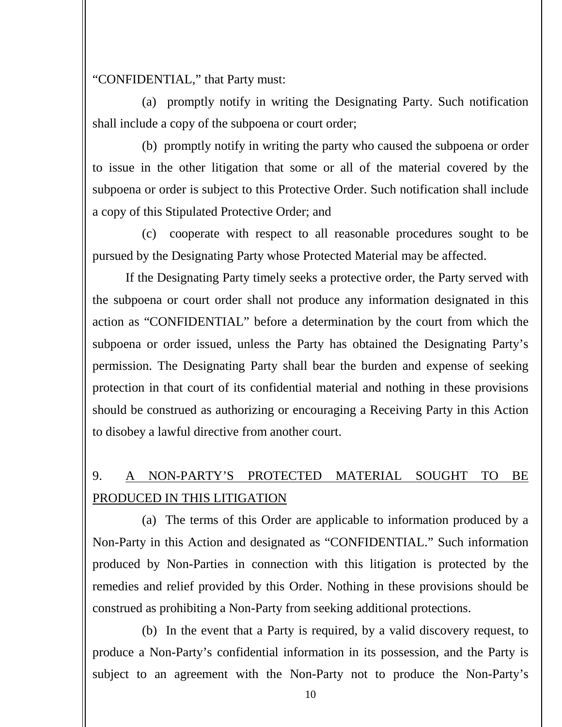"CONFIDENTIAL," that Party must:

(a) promptly notify in writing the Designating Party. Such notification shall include a copy of the subpoena or court order;

(b) promptly notify in writing the party who caused the subpoena or order to issue in the other litigation that some or all of the material covered by the subpoena or order is subject to this Protective Order. Such notification shall include a copy of this Stipulated Protective Order; and

(c) cooperate with respect to all reasonable procedures sought to be pursued by the Designating Party whose Protected Material may be affected.

If the Designating Party timely seeks a protective order, the Party served with the subpoena or court order shall not produce any information designated in this action as "CONFIDENTIAL" before a determination by the court from which the subpoena or order issued, unless the Party has obtained the Designating Party's permission. The Designating Party shall bear the burden and expense of seeking protection in that court of its confidential material and nothing in these provisions should be construed as authorizing or encouraging a Receiving Party in this Action to disobey a lawful directive from another court.

9. A NON-PARTY'S PROTECTED MATERIAL SOUGHT TO BE PRODUCED IN THIS LITIGATION

(a) The terms of this Order are applicable to information produced by a Non-Party in this Action and designated as "CONFIDENTIAL." Such information produced by Non-Parties in connection with this litigation is protected by the remedies and relief provided by this Order. Nothing in these provisions should be construed as prohibiting a Non-Party from seeking additional protections.

(b) In the event that a Party is required, by a valid discovery request, to produce a Non-Party's confidential information in its possession, and the Party is subject to an agreement with the Non-Party not to produce the Non-Party's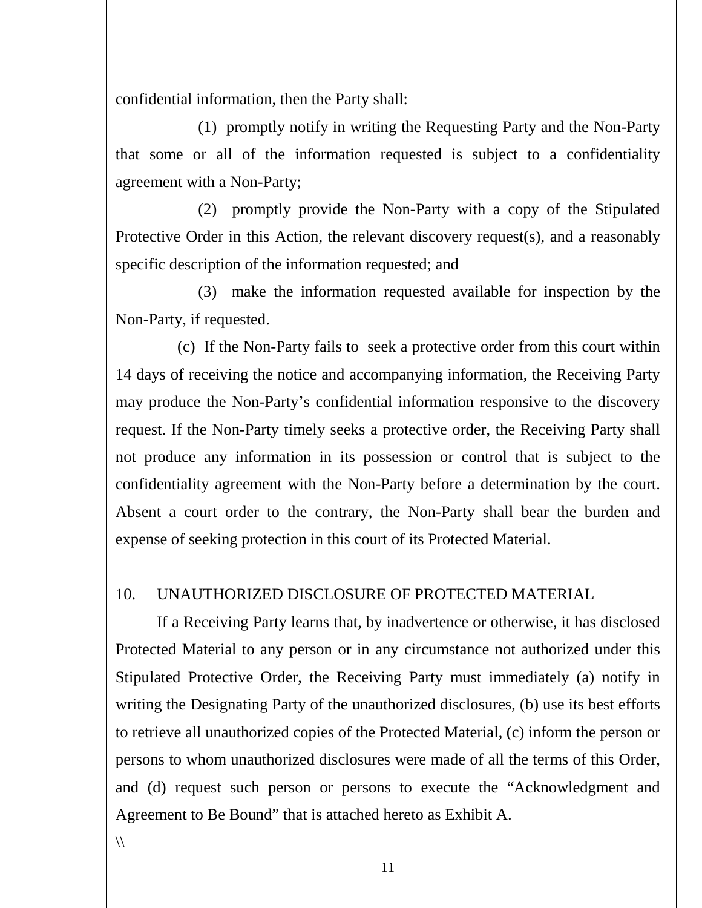confidential information, then the Party shall:

(1) promptly notify in writing the Requesting Party and the Non-Party that some or all of the information requested is subject to a confidentiality agreement with a Non-Party;

(2) promptly provide the Non-Party with a copy of the Stipulated Protective Order in this Action, the relevant discovery request(s), and a reasonably specific description of the information requested; and

(3) make the information requested available for inspection by the Non-Party, if requested.

(c) If the Non-Party fails to seek a protective order from this court within 14 days of receiving the notice and accompanying information, the Receiving Party may produce the Non-Party's confidential information responsive to the discovery request. If the Non-Party timely seeks a protective order, the Receiving Party shall not produce any information in its possession or control that is subject to the confidentiality agreement with the Non-Party before a determination by the court. Absent a court order to the contrary, the Non-Party shall bear the burden and expense of seeking protection in this court of its Protected Material.

## 10. UNAUTHORIZED DISCLOSURE OF PROTECTED MATERIAL

If a Receiving Party learns that, by inadvertence or otherwise, it has disclosed Protected Material to any person or in any circumstance not authorized under this Stipulated Protective Order, the Receiving Party must immediately (a) notify in writing the Designating Party of the unauthorized disclosures, (b) use its best efforts to retrieve all unauthorized copies of the Protected Material, (c) inform the person or persons to whom unauthorized disclosures were made of all the terms of this Order, and (d) request such person or persons to execute the "Acknowledgment and Agreement to Be Bound" that is attached hereto as Exhibit A.

\\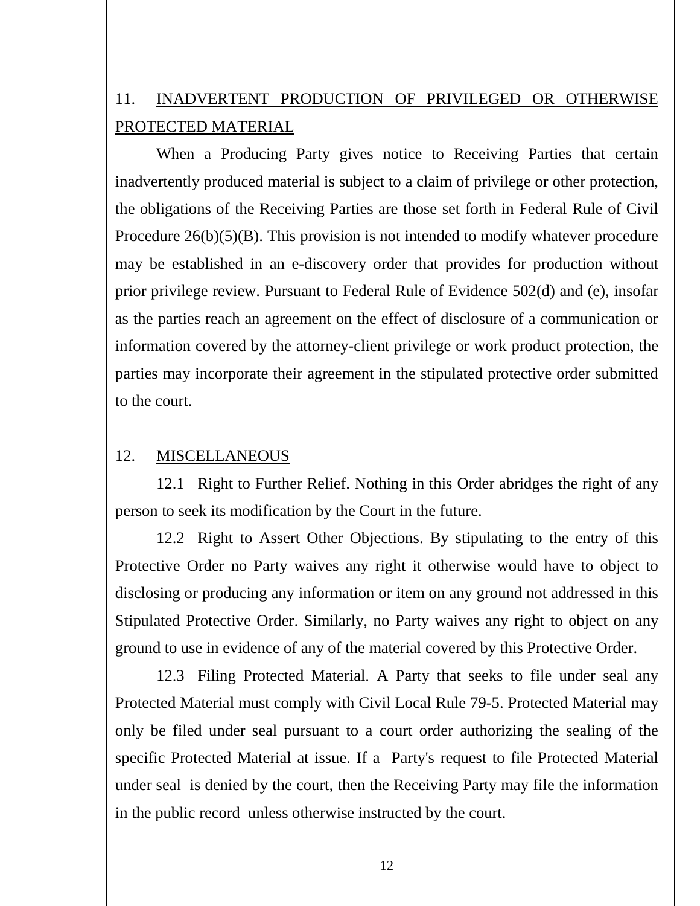## 11. INADVERTENT PRODUCTION OF PRIVILEGED OR OTHERWISE PROTECTED MATERIAL

When a Producing Party gives notice to Receiving Parties that certain inadvertently produced material is subject to a claim of privilege or other protection, the obligations of the Receiving Parties are those set forth in Federal Rule of Civil Procedure 26(b)(5)(B). This provision is not intended to modify whatever procedure may be established in an e-discovery order that provides for production without prior privilege review. Pursuant to Federal Rule of Evidence 502(d) and (e), insofar as the parties reach an agreement on the effect of disclosure of a communication or information covered by the attorney-client privilege or work product protection, the parties may incorporate their agreement in the stipulated protective order submitted to the court.

## 12. MISCELLANEOUS

12.1 Right to Further Relief. Nothing in this Order abridges the right of any person to seek its modification by the Court in the future.

12.2 Right to Assert Other Objections. By stipulating to the entry of this Protective Order no Party waives any right it otherwise would have to object to disclosing or producing any information or item on any ground not addressed in this Stipulated Protective Order. Similarly, no Party waives any right to object on any ground to use in evidence of any of the material covered by this Protective Order.

12.3 Filing Protected Material. A Party that seeks to file under seal any Protected Material must comply with Civil Local Rule 79-5. Protected Material may only be filed under seal pursuant to a court order authorizing the sealing of the specific Protected Material at issue. If a Party's request to file Protected Material under seal is denied by the court, then the Receiving Party may file the information in the public record unless otherwise instructed by the court.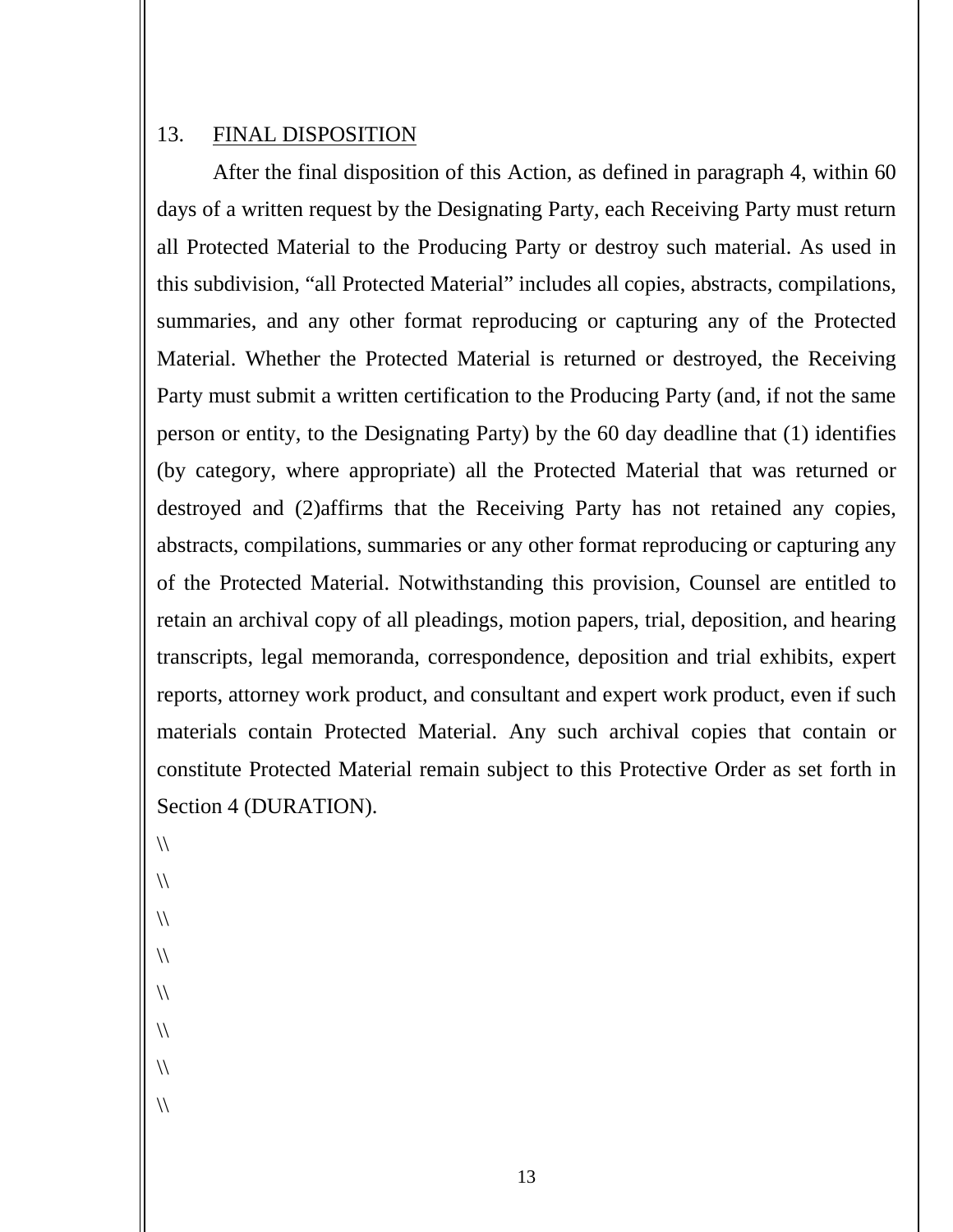13. FINAL DISPOSITION

After the final disposition of this Action, as defined in paragraph 4, within 60 days of a written request by the Designating Party, each Receiving Party must return all Protected Material to the Producing Party or destroy such material. As used in this subdivision, “all Protected Material” includes all copies, abstracts, compilations, summaries, and any other format reproducing or capturing any of the Protected Material. Whether the Protected Material is returned or destroyed, the Receiving Party must submit a written certification to the Producing Party (and, if not the same person or entity, to the Designating Party) by the 60 day deadline that (1) identifies (by category, where appropriate) all the Protected Material that was returned or destroyed and (2)affirms that the Receiving Party has not retained any copies, abstracts, compilations, summaries or any other format reproducing or capturing any of the Protected Material. Notwithstanding this provision, Counsel are entitled to retain an archival copy of all pleadings, motion papers, trial, deposition, and hearing transcripts, legal memoranda, correspondence, deposition and trial exhibits, expert reports, attorney work product, and consultant and expert work product, even if such materials contain Protected Material. Any such archival copies that contain or constitute Protected Material remain subject to this Protective Order as set forth in Section 4 (DURATION).

\\

\\

\\

\\

\\

\\

\\

\\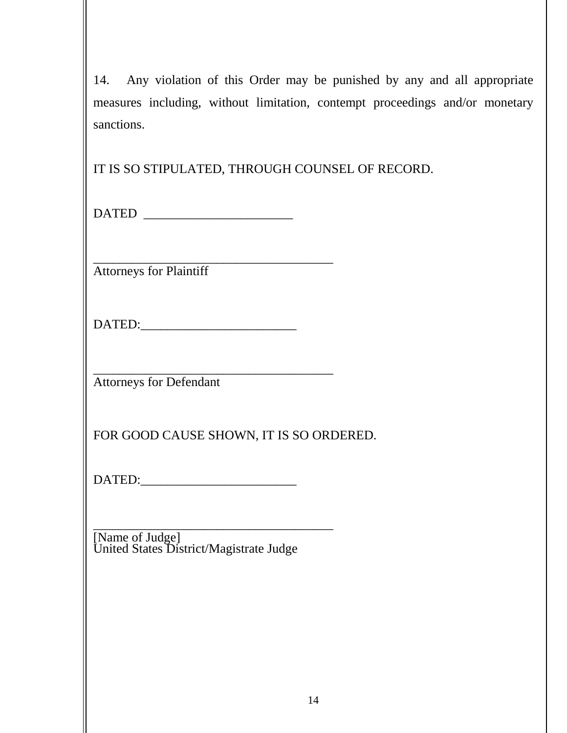14. Any violation of this Order may be punished by any and all appropriate measures including, without limitation, contempt proceedings and/or monetary sanctions.

IT IS SO STIPULATED, THROUGH COUNSEL OF RECORD.

DATED ________________________

_______________________________________
Attorneys for Plaintiff

DATED:________________________

_______________________________________
Attorneys for Defendant

FOR GOOD CAUSE SHOWN, IT IS SO ORDERED.

DATED:________________________

_______________________________________
[Name of Judge]
United States District/Magistrate Judge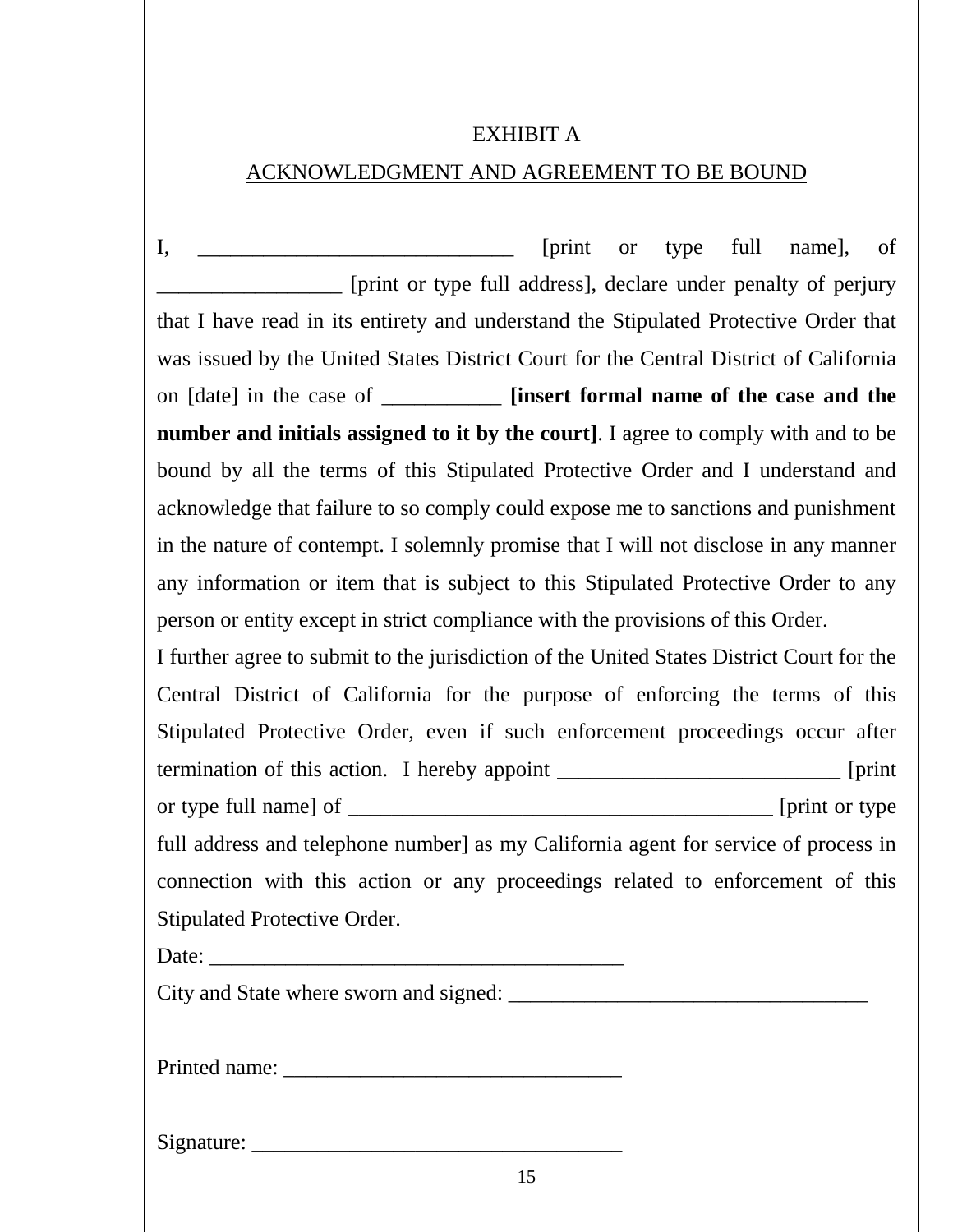# EXHIBIT A

## ACKNOWLEDGMENT AND AGREEMENT TO BE BOUND

I, _____________________________ [print or type full name], of _________________ [print or type full address], declare under penalty of perjury that I have read in its entirety and understand the Stipulated Protective Order that was issued by the United States District Court for the Central District of California on [date] in the case of ___________ **[insert formal name of the case and the number and initials assigned to it by the court]**. I agree to comply with and to be bound by all the terms of this Stipulated Protective Order and I understand and acknowledge that failure to so comply could expose me to sanctions and punishment in the nature of contempt. I solemnly promise that I will not disclose in any manner any information or item that is subject to this Stipulated Protective Order to any person or entity except in strict compliance with the provisions of this Order.

I further agree to submit to the jurisdiction of the United States District Court for the Central District of California for the purpose of enforcing the terms of this Stipulated Protective Order, even if such enforcement proceedings occur after termination of this action. I hereby appoint __________________________ [print or type full name] of _______________________________________ [print or type full address and telephone number] as my California agent for service of process in connection with this action or any proceedings related to enforcement of this Stipulated Protective Order.

Date: ______________________________________

City and State where sworn and signed: _________________________________

Printed name: _______________________________

Signature: __________________________________